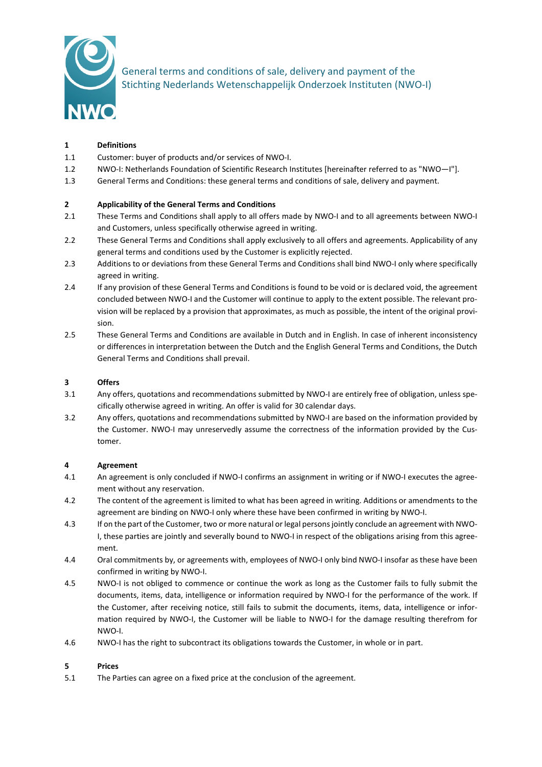# General terms and conditions of sale, delivery and payment of the Stichting Nederlands Wetenschappelijk Onderzoek Instituten (NWO-I)

## 1 Definitions

1.1 Customer: buyer of products and/or services of NWO-I.

1.2 NWO-I: Netherlands Foundation of Scientific Research Institutes [hereinafter referred to as "NWO—I"].

1.3 General Terms and Conditions: these general terms and conditions of sale, delivery and payment.

## 2 Applicability of the General Terms and Conditions

2.1 These Terms and Conditions shall apply to all offers made by NWO-I and to all agreements between NWO-I and Customers, unless specifically otherwise agreed in writing.

2.2 These General Terms and Conditions shall apply exclusively to all offers and agreements. Applicability of any general terms and conditions used by the Customer is explicitly rejected.

2.3 Additions to or deviations from these General Terms and Conditions shall bind NWO-I only where specifically agreed in writing.

2.4 If any provision of these General Terms and Conditions is found to be void or is declared void, the agreement concluded between NWO-I and the Customer will continue to apply to the extent possible. The relevant provision will be replaced by a provision that approximates, as much as possible, the intent of the original provision.

2.5 These General Terms and Conditions are available in Dutch and in English. In case of inherent inconsistency or differences in interpretation between the Dutch and the English General Terms and Conditions, the Dutch General Terms and Conditions shall prevail.

## 3 Offers

3.1 Any offers, quotations and recommendations submitted by NWO-I are entirely free of obligation, unless specifically otherwise agreed in writing. An offer is valid for 30 calendar days.

3.2 Any offers, quotations and recommendations submitted by NWO-I are based on the information provided by the Customer. NWO-I may unreservedly assume the correctness of the information provided by the Customer.

## 4 Agreement

4.1 An agreement is only concluded if NWO-I confirms an assignment in writing or if NWO-I executes the agreement without any reservation.

4.2 The content of the agreement is limited to what has been agreed in writing. Additions or amendments to the agreement are binding on NWO-I only where these have been confirmed in writing by NWO-I.

4.3 If on the part of the Customer, two or more natural or legal persons jointly conclude an agreement with NWO-I, these parties are jointly and severally bound to NWO-I in respect of the obligations arising from this agreement.

4.4 Oral commitments by, or agreements with, employees of NWO-I only bind NWO-I insofar as these have been confirmed in writing by NWO-I.

4.5 NWO-I is not obliged to commence or continue the work as long as the Customer fails to fully submit the documents, items, data, intelligence or information required by NWO-I for the performance of the work. If the Customer, after receiving notice, still fails to submit the documents, items, data, intelligence or information required by NWO-I, the Customer will be liable to NWO-I for the damage resulting therefrom for NWO-I.

4.6 NWO-I has the right to subcontract its obligations towards the Customer, in whole or in part.

## 5 Prices

5.1 The Parties can agree on a fixed price at the conclusion of the agreement.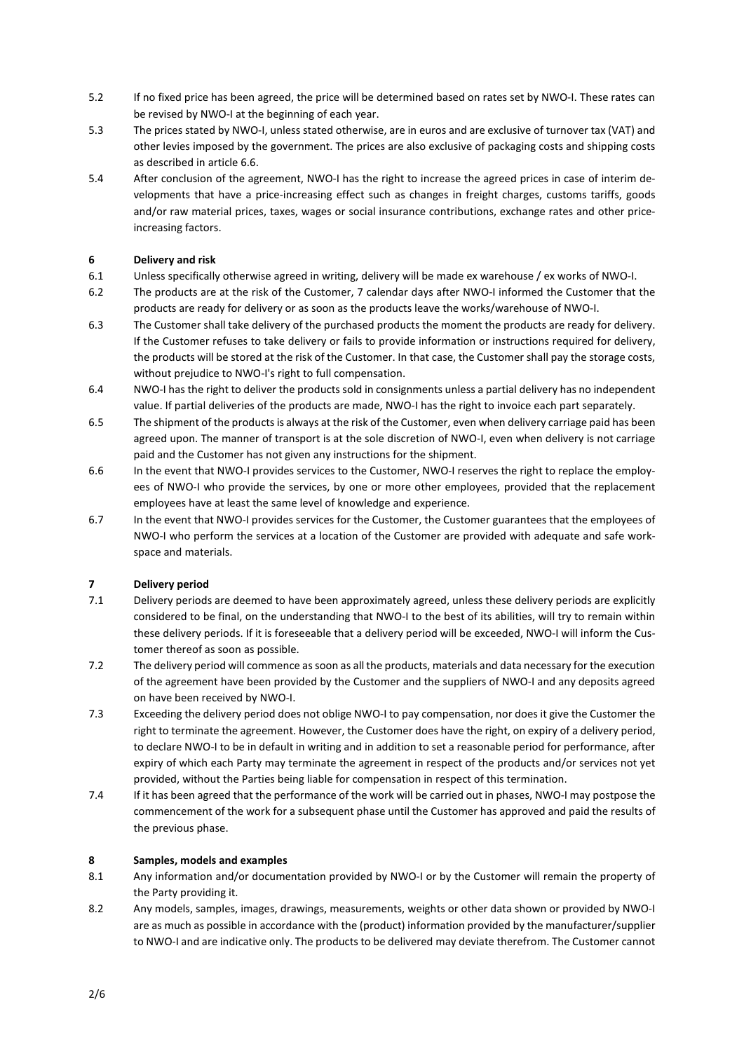5.2 If no fixed price has been agreed, the price will be determined based on rates set by NWO-I. These rates can be revised by NWO-I at the beginning of each year.

5.3 The prices stated by NWO-I, unless stated otherwise, are in euros and are exclusive of turnover tax (VAT) and other levies imposed by the government. The prices are also exclusive of packaging costs and shipping costs as described in article 6.6.

5.4 After conclusion of the agreement, NWO-I has the right to increase the agreed prices in case of interim developments that have a price-increasing effect such as changes in freight charges, customs tariffs, goods and/or raw material prices, taxes, wages or social insurance contributions, exchange rates and other price-increasing factors.

## 6 Delivery and risk

6.1 Unless specifically otherwise agreed in writing, delivery will be made ex warehouse / ex works of NWO-I.

6.2 The products are at the risk of the Customer, 7 calendar days after NWO-I informed the Customer that the products are ready for delivery or as soon as the products leave the works/warehouse of NWO-I.

6.3 The Customer shall take delivery of the purchased products the moment the products are ready for delivery. If the Customer refuses to take delivery or fails to provide information or instructions required for delivery, the products will be stored at the risk of the Customer. In that case, the Customer shall pay the storage costs, without prejudice to NWO-I's right to full compensation.

6.4 NWO-I has the right to deliver the products sold in consignments unless a partial delivery has no independent value. If partial deliveries of the products are made, NWO-I has the right to invoice each part separately.

6.5 The shipment of the products is always at the risk of the Customer, even when delivery carriage paid has been agreed upon. The manner of transport is at the sole discretion of NWO-I, even when delivery is not carriage paid and the Customer has not given any instructions for the shipment.

6.6 In the event that NWO-I provides services to the Customer, NWO-I reserves the right to replace the employees of NWO-I who provide the services, by one or more other employees, provided that the replacement employees have at least the same level of knowledge and experience.

6.7 In the event that NWO-I provides services for the Customer, the Customer guarantees that the employees of NWO-I who perform the services at a location of the Customer are provided with adequate and safe workspace and materials.

## 7 Delivery period

7.1 Delivery periods are deemed to have been approximately agreed, unless these delivery periods are explicitly considered to be final, on the understanding that NWO-I to the best of its abilities, will try to remain within these delivery periods. If it is foreseeable that a delivery period will be exceeded, NWO-I will inform the Customer thereof as soon as possible.

7.2 The delivery period will commence as soon as all the products, materials and data necessary for the execution of the agreement have been provided by the Customer and the suppliers of NWO-I and any deposits agreed on have been received by NWO-I.

7.3 Exceeding the delivery period does not oblige NWO-I to pay compensation, nor does it give the Customer the right to terminate the agreement. However, the Customer does have the right, on expiry of a delivery period, to declare NWO-I to be in default in writing and in addition to set a reasonable period for performance, after expiry of which each Party may terminate the agreement in respect of the products and/or services not yet provided, without the Parties being liable for compensation in respect of this termination.

7.4 If it has been agreed that the performance of the work will be carried out in phases, NWO-I may postpose the commencement of the work for a subsequent phase until the Customer has approved and paid the results of the previous phase.

## 8 Samples, models and examples

8.1 Any information and/or documentation provided by NWO-I or by the Customer will remain the property of the Party providing it.

8.2 Any models, samples, images, drawings, measurements, weights or other data shown or provided by NWO-I are as much as possible in accordance with the (product) information provided by the manufacturer/supplier to NWO-I and are indicative only. The products to be delivered may deviate therefrom. The Customer cannot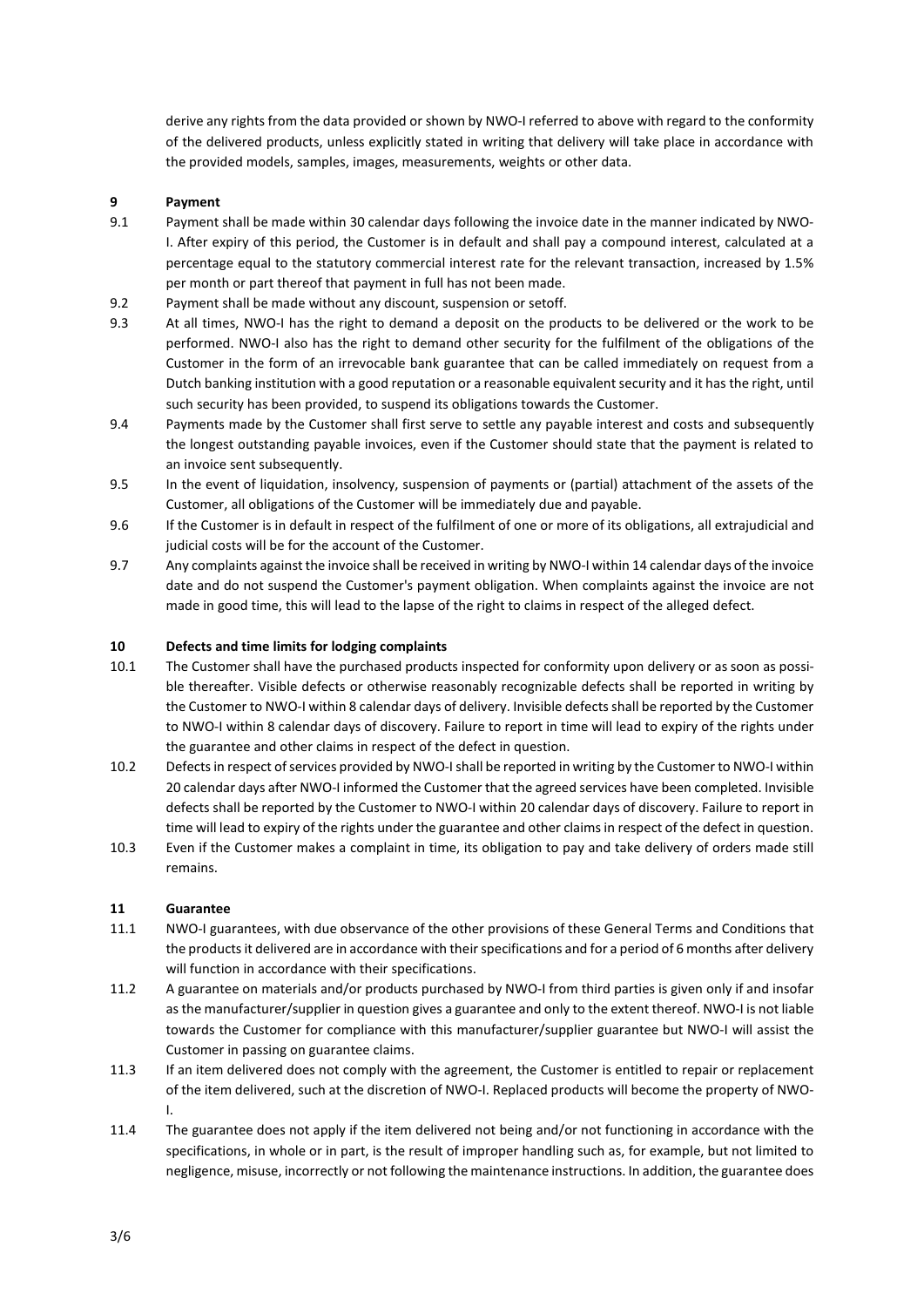derive any rights from the data provided or shown by NWO-I referred to above with regard to the conformity of the delivered products, unless explicitly stated in writing that delivery will take place in accordance with the provided models, samples, images, measurements, weights or other data.

## 9 Payment

9.1 Payment shall be made within 30 calendar days following the invoice date in the manner indicated by NWO-I. After expiry of this period, the Customer is in default and shall pay a compound interest, calculated at a percentage equal to the statutory commercial interest rate for the relevant transaction, increased by 1.5% per month or part thereof that payment in full has not been made.

9.2 Payment shall be made without any discount, suspension or setoff.

9.3 At all times, NWO-I has the right to demand a deposit on the products to be delivered or the work to be performed. NWO-I also has the right to demand other security for the fulfilment of the obligations of the Customer in the form of an irrevocable bank guarantee that can be called immediately on request from a Dutch banking institution with a good reputation or a reasonable equivalent security and it has the right, until such security has been provided, to suspend its obligations towards the Customer.

9.4 Payments made by the Customer shall first serve to settle any payable interest and costs and subsequently the longest outstanding payable invoices, even if the Customer should state that the payment is related to an invoice sent subsequently.

9.5 In the event of liquidation, insolvency, suspension of payments or (partial) attachment of the assets of the Customer, all obligations of the Customer will be immediately due and payable.

9.6 If the Customer is in default in respect of the fulfilment of one or more of its obligations, all extrajudicial and judicial costs will be for the account of the Customer.

9.7 Any complaints against the invoice shall be received in writing by NWO-I within 14 calendar days of the invoice date and do not suspend the Customer's payment obligation. When complaints against the invoice are not made in good time, this will lead to the lapse of the right to claims in respect of the alleged defect.

## 10 Defects and time limits for lodging complaints

10.1 The Customer shall have the purchased products inspected for conformity upon delivery or as soon as possible thereafter. Visible defects or otherwise reasonably recognizable defects shall be reported in writing by the Customer to NWO-I within 8 calendar days of delivery. Invisible defects shall be reported by the Customer to NWO-I within 8 calendar days of discovery. Failure to report in time will lead to expiry of the rights under the guarantee and other claims in respect of the defect in question.

10.2 Defects in respect of services provided by NWO-I shall be reported in writing by the Customer to NWO-I within 20 calendar days after NWO-I informed the Customer that the agreed services have been completed. Invisible defects shall be reported by the Customer to NWO-I within 20 calendar days of discovery. Failure to report in time will lead to expiry of the rights under the guarantee and other claims in respect of the defect in question.

10.3 Even if the Customer makes a complaint in time, its obligation to pay and take delivery of orders made still remains.

## 11 Guarantee

11.1 NWO-I guarantees, with due observance of the other provisions of these General Terms and Conditions that the products it delivered are in accordance with their specifications and for a period of 6 months after delivery will function in accordance with their specifications.

11.2 A guarantee on materials and/or products purchased by NWO-I from third parties is given only if and insofar as the manufacturer/supplier in question gives a guarantee and only to the extent thereof. NWO-I is not liable towards the Customer for compliance with this manufacturer/supplier guarantee but NWO-I will assist the Customer in passing on guarantee claims.

11.3 If an item delivered does not comply with the agreement, the Customer is entitled to repair or replacement of the item delivered, such at the discretion of NWO-I. Replaced products will become the property of NWO-I.

11.4 The guarantee does not apply if the item delivered not being and/or not functioning in accordance with the specifications, in whole or in part, is the result of improper handling such as, for example, but not limited to negligence, misuse, incorrectly or not following the maintenance instructions. In addition, the guarantee does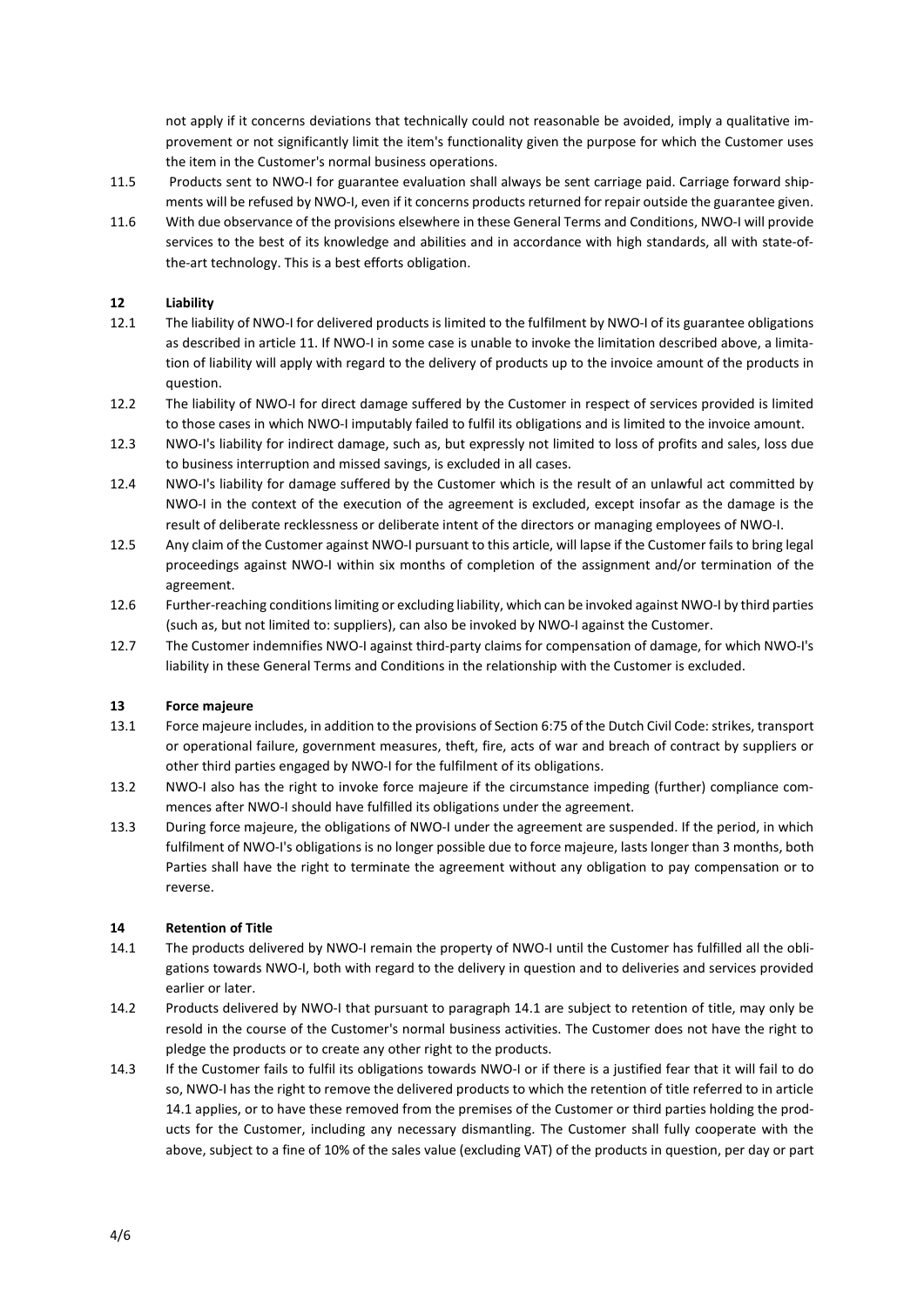not apply if it concerns deviations that technically could not reasonable be avoided, imply a qualitative improvement or not significantly limit the item's functionality given the purpose for which the Customer uses the item in the Customer's normal business operations.

11.5 Products sent to NWO-I for guarantee evaluation shall always be sent carriage paid. Carriage forward shipments will be refused by NWO-I, even if it concerns products returned for repair outside the guarantee given.

11.6 With due observance of the provisions elsewhere in these General Terms and Conditions, NWO-I will provide services to the best of its knowledge and abilities and in accordance with high standards, all with state-of-the-art technology. This is a best efforts obligation.

## 12 Liability

12.1 The liability of NWO-I for delivered products is limited to the fulfilment by NWO-I of its guarantee obligations as described in article 11. If NWO-I in some case is unable to invoke the limitation described above, a limitation of liability will apply with regard to the delivery of products up to the invoice amount of the products in question.

12.2 The liability of NWO-I for direct damage suffered by the Customer in respect of services provided is limited to those cases in which NWO-I imputably failed to fulfil its obligations and is limited to the invoice amount.

12.3 NWO-I's liability for indirect damage, such as, but expressly not limited to loss of profits and sales, loss due to business interruption and missed savings, is excluded in all cases.

12.4 NWO-I's liability for damage suffered by the Customer which is the result of an unlawful act committed by NWO-I in the context of the execution of the agreement is excluded, except insofar as the damage is the result of deliberate recklessness or deliberate intent of the directors or managing employees of NWO-I.

12.5 Any claim of the Customer against NWO-I pursuant to this article, will lapse if the Customer fails to bring legal proceedings against NWO-I within six months of completion of the assignment and/or termination of the agreement.

12.6 Further-reaching conditions limiting or excluding liability, which can be invoked against NWO-I by third parties (such as, but not limited to: suppliers), can also be invoked by NWO-I against the Customer.

12.7 The Customer indemnifies NWO-I against third-party claims for compensation of damage, for which NWO-I's liability in these General Terms and Conditions in the relationship with the Customer is excluded.

## 13 Force majeure

13.1 Force majeure includes, in addition to the provisions of Section 6:75 of the Dutch Civil Code: strikes, transport or operational failure, government measures, theft, fire, acts of war and breach of contract by suppliers or other third parties engaged by NWO-I for the fulfilment of its obligations.

13.2 NWO-I also has the right to invoke force majeure if the circumstance impeding (further) compliance commences after NWO-I should have fulfilled its obligations under the agreement.

13.3 During force majeure, the obligations of NWO-I under the agreement are suspended. If the period, in which fulfilment of NWO-I's obligations is no longer possible due to force majeure, lasts longer than 3 months, both Parties shall have the right to terminate the agreement without any obligation to pay compensation or to reverse.

## 14 Retention of Title

14.1 The products delivered by NWO-I remain the property of NWO-I until the Customer has fulfilled all the obligations towards NWO-I, both with regard to the delivery in question and to deliveries and services provided earlier or later.

14.2 Products delivered by NWO-I that pursuant to paragraph 14.1 are subject to retention of title, may only be resold in the course of the Customer's normal business activities. The Customer does not have the right to pledge the products or to create any other right to the products.

14.3 If the Customer fails to fulfil its obligations towards NWO-I or if there is a justified fear that it will fail to do so, NWO-I has the right to remove the delivered products to which the retention of title referred to in article 14.1 applies, or to have these removed from the premises of the Customer or third parties holding the products for the Customer, including any necessary dismantling. The Customer shall fully cooperate with the above, subject to a fine of 10% of the sales value (excluding VAT) of the products in question, per day or part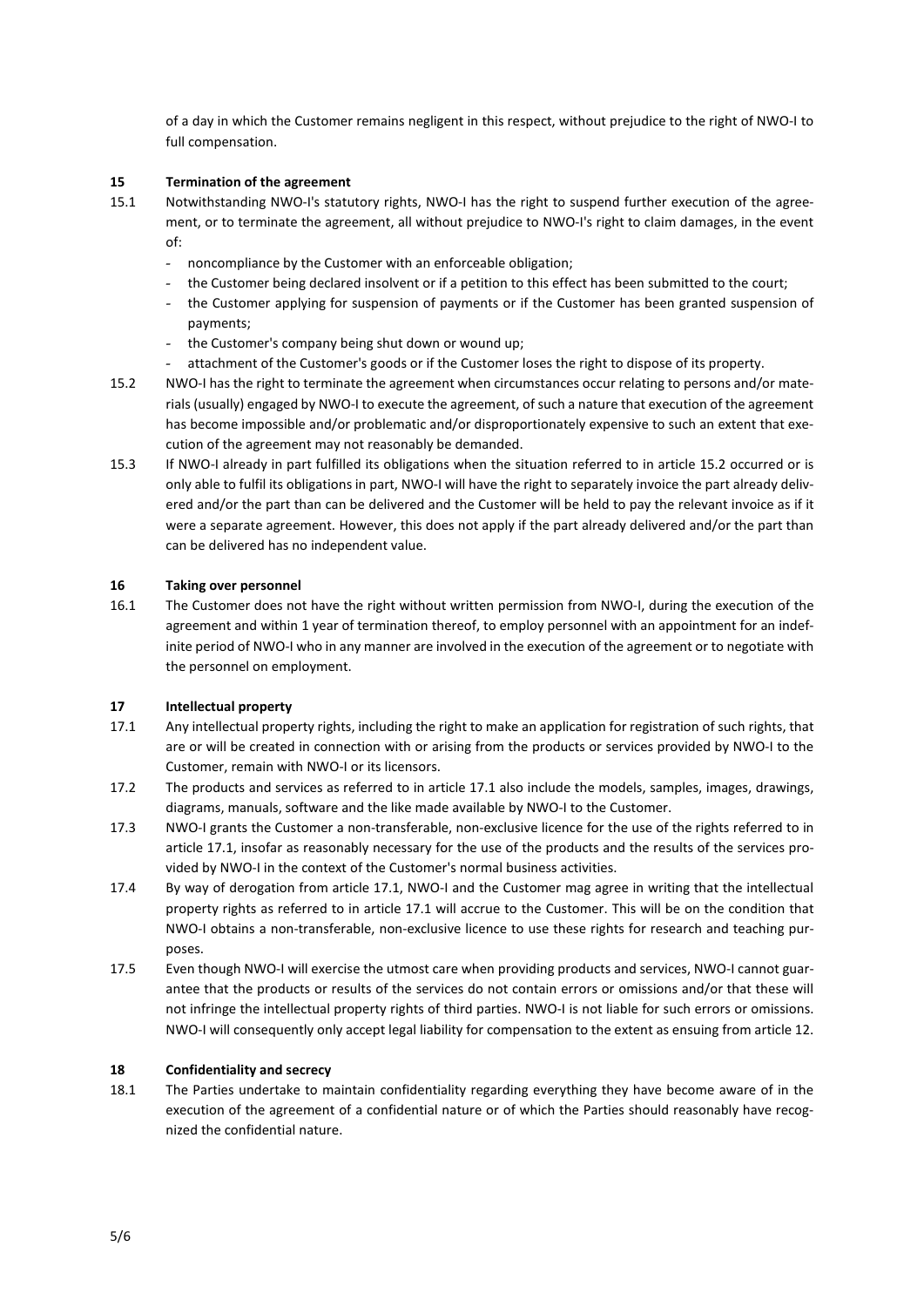of a day in which the Customer remains negligent in this respect, without prejudice to the right of NWO-I to full compensation.

## 15 Termination of the agreement

15.1 Notwithstanding NWO-I's statutory rights, NWO-I has the right to suspend further execution of the agreement, or to terminate the agreement, all without prejudice to NWO-I's right to claim damages, in the event of:

- noncompliance by the Customer with an enforceable obligation;
- the Customer being declared insolvent or if a petition to this effect has been submitted to the court;
- the Customer applying for suspension of payments or if the Customer has been granted suspension of payments;
- the Customer's company being shut down or wound up;
- attachment of the Customer's goods or if the Customer loses the right to dispose of its property.

15.2 NWO-I has the right to terminate the agreement when circumstances occur relating to persons and/or materials (usually) engaged by NWO-I to execute the agreement, of such a nature that execution of the agreement has become impossible and/or problematic and/or disproportionately expensive to such an extent that execution of the agreement may not reasonably be demanded.

15.3 If NWO-I already in part fulfilled its obligations when the situation referred to in article 15.2 occurred or is only able to fulfil its obligations in part, NWO-I will have the right to separately invoice the part already delivered and/or the part than can be delivered and the Customer will be held to pay the relevant invoice as if it were a separate agreement. However, this does not apply if the part already delivered and/or the part than can be delivered has no independent value.

## 16 Taking over personnel

16.1 The Customer does not have the right without written permission from NWO-I, during the execution of the agreement and within 1 year of termination thereof, to employ personnel with an appointment for an indefinite period of NWO-I who in any manner are involved in the execution of the agreement or to negotiate with the personnel on employment.

## 17 Intellectual property

17.1 Any intellectual property rights, including the right to make an application for registration of such rights, that are or will be created in connection with or arising from the products or services provided by NWO-I to the Customer, remain with NWO-I or its licensors.

17.2 The products and services as referred to in article 17.1 also include the models, samples, images, drawings, diagrams, manuals, software and the like made available by NWO-I to the Customer.

17.3 NWO-I grants the Customer a non-transferable, non-exclusive licence for the use of the rights referred to in article 17.1, insofar as reasonably necessary for the use of the products and the results of the services provided by NWO-I in the context of the Customer's normal business activities.

17.4 By way of derogation from article 17.1, NWO-I and the Customer mag agree in writing that the intellectual property rights as referred to in article 17.1 will accrue to the Customer. This will be on the condition that NWO-I obtains a non-transferable, non-exclusive licence to use these rights for research and teaching purposes.

17.5 Even though NWO-I will exercise the utmost care when providing products and services, NWO-I cannot guarantee that the products or results of the services do not contain errors or omissions and/or that these will not infringe the intellectual property rights of third parties. NWO-I is not liable for such errors or omissions. NWO-I will consequently only accept legal liability for compensation to the extent as ensuing from article 12.

## 18 Confidentiality and secrecy

18.1 The Parties undertake to maintain confidentiality regarding everything they have become aware of in the execution of the agreement of a confidential nature or of which the Parties should reasonably have recognized the confidential nature.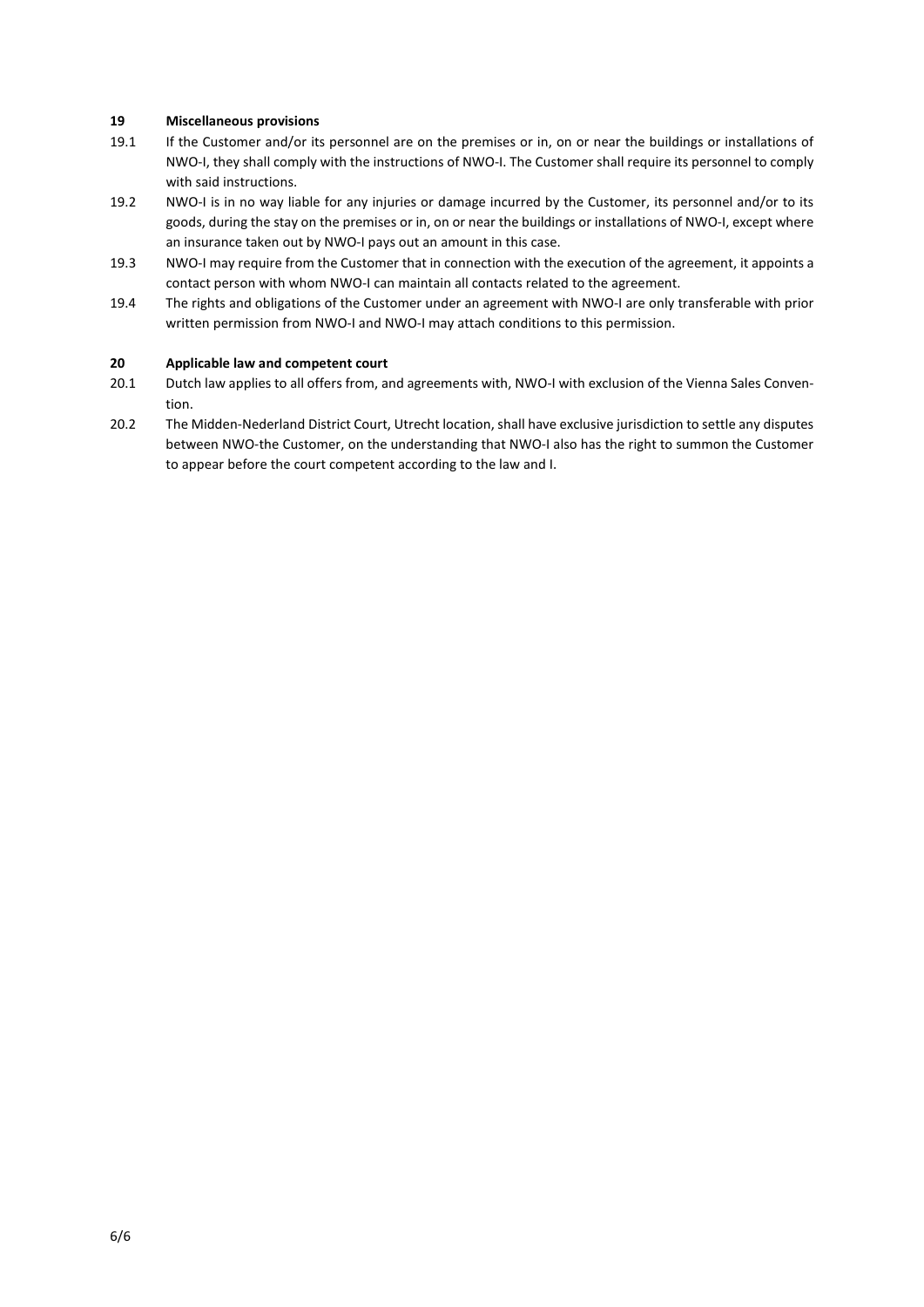## 19 Miscellaneous provisions

19.1 If the Customer and/or its personnel are on the premises or in, on or near the buildings or installations of NWO-I, they shall comply with the instructions of NWO-I. The Customer shall require its personnel to comply with said instructions.

19.2 NWO-I is in no way liable for any injuries or damage incurred by the Customer, its personnel and/or to its goods, during the stay on the premises or in, on or near the buildings or installations of NWO-I, except where an insurance taken out by NWO-I pays out an amount in this case.

19.3 NWO-I may require from the Customer that in connection with the execution of the agreement, it appoints a contact person with whom NWO-I can maintain all contacts related to the agreement.

19.4 The rights and obligations of the Customer under an agreement with NWO-I are only transferable with prior written permission from NWO-I and NWO-I may attach conditions to this permission.

## 20 Applicable law and competent court

20.1 Dutch law applies to all offers from, and agreements with, NWO-I with exclusion of the Vienna Sales Convention.

20.2 The Midden-Nederland District Court, Utrecht location, shall have exclusive jurisdiction to settle any disputes between NWO-the Customer, on the understanding that NWO-I also has the right to summon the Customer to appear before the court competent according to the law and I.